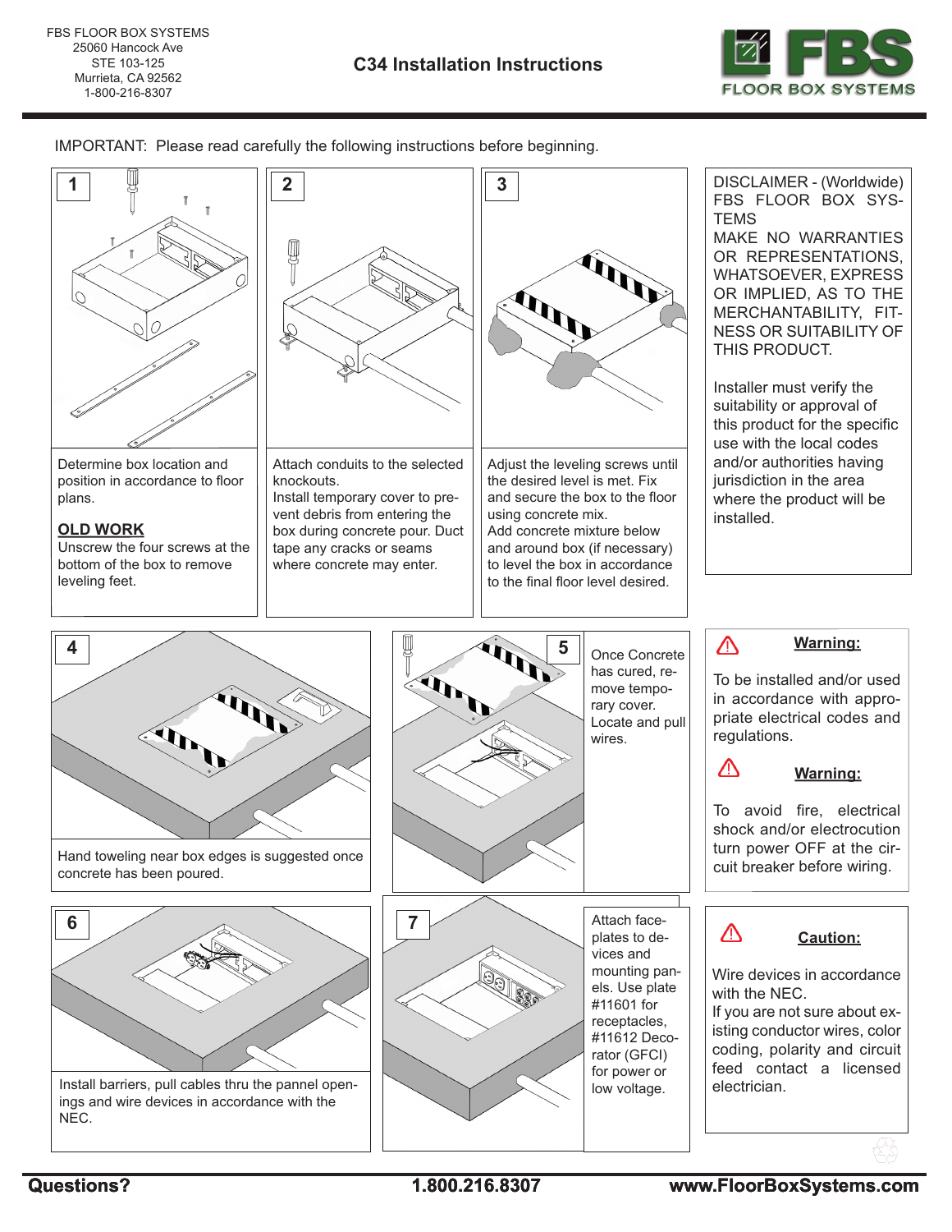FBS FLOOR BOX SYSTEMS
25060 Hancock Ave
STE 103-125
Murrieta, CA 92562
1-800-216-8307

# C34 Installation Instructions

FBS FLOOR BOX SYSTEMS

IMPORTANT: Please read carefully the following instructions before beginning.

**1**

Determine box location and position in accordance to floor plans.

**OLD WORK**

Unscrew the four screws at the bottom of the box to remove leveling feet.

**2**

Attach conduits to the selected knockouts.
Install temporary cover to prevent debris from entering the box during concrete pour. Duct tape any cracks or seams where concrete may enter.

**3**

Adjust the leveling screws until the desired level is met. Fix and secure the box to the floor using concrete mix.
Add concrete mixture below and around box (if necessary) to level the box in accordance to the final floor level desired.

DISCLAIMER - (Worldwide) FBS FLOOR BOX SYSTEMS MAKE NO WARRANTIES OR REPRESENTATIONS, WHATSOEVER, EXPRESS OR IMPLIED, AS TO THE MERCHANTABILITY, FITNESS OR SUITABILITY OF THIS PRODUCT.

Installer must verify the suitability or approval of this product for the specific use with the local codes and/or authorities having jurisdiction in the area where the product will be installed.

**4**

Hand toweling near box edges is suggested once concrete has been poured.

**5**

Once Concrete has cured, remove temporary cover. Locate and pull wires.

⚠ **Warning:**

To be installed and/or used in accordance with appropriate electrical codes and regulations.

⚠ **Warning:**

To avoid fire, electrical shock and/or electrocution turn power OFF at the circuit breaker before wiring.

**6**

Install barriers, pull cables thru the pannel openings and wire devices in accordance with the NEC.

**7**

Attach faceplates to devices and mounting panels. Use plate #11601 for receptacles, #11612 Decorator (GFCI) for power or low voltage.

⚠ **Caution:**

Wire devices in accordance with the NEC.
If you are not sure about existing conductor wires, color coding, polarity and circuit feed contact a licensed electrician.

**Questions?** **1.800.216.8307** **www.FloorBoxSystems.com**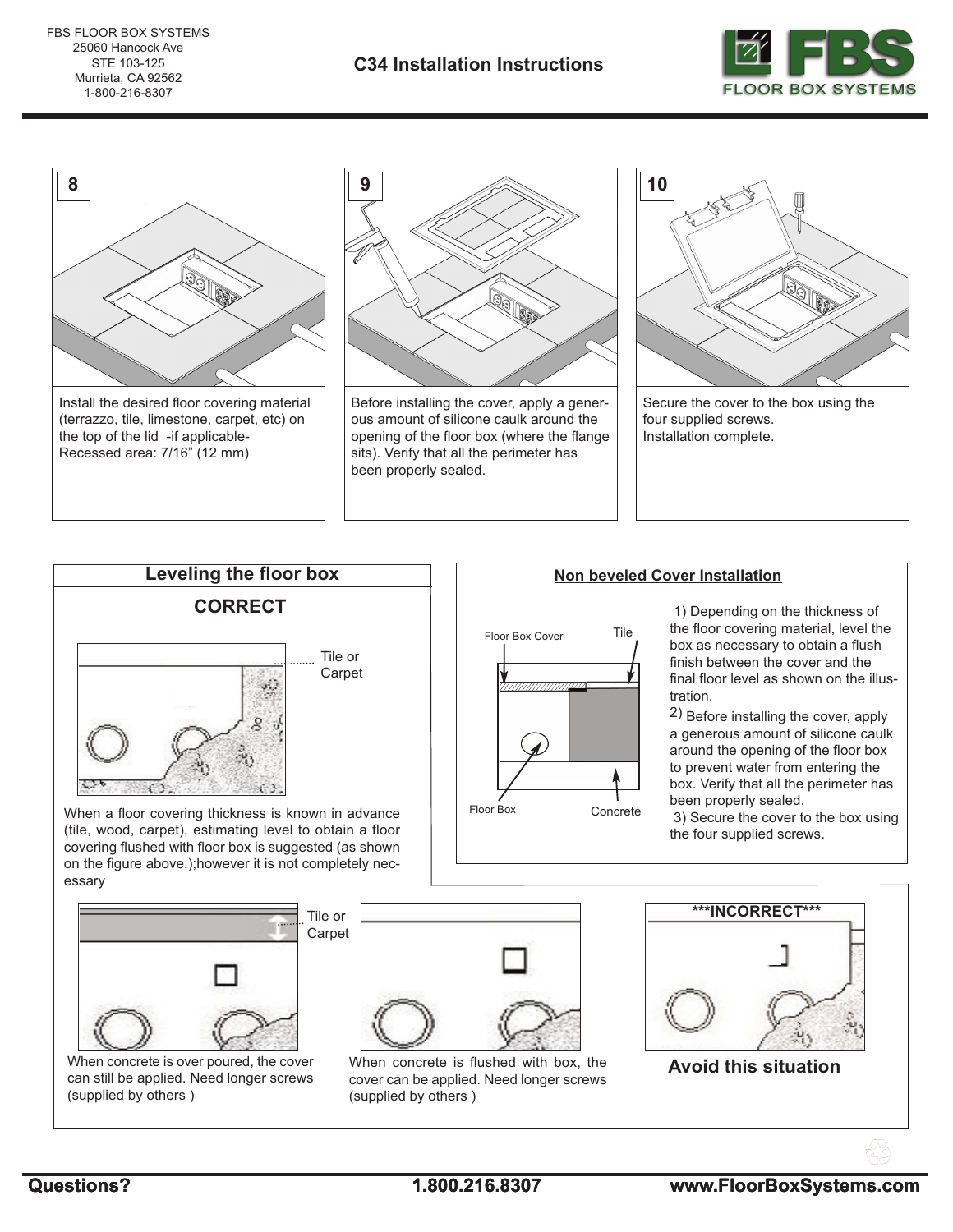FBS FLOOR BOX SYSTEMS
25060 Hancock Ave
STE 103-125
Murrieta, CA 92562
1-800-216-8307

# C34 Installation Instructions

FBS FLOOR BOX SYSTEMS

**8**

Install the desired floor covering material (terrazzo, tile, limestone, carpet, etc) on the top of the lid -if applicable-
Recessed area: 7/16" (12 mm)

**9**

Before installing the cover, apply a generous amount of silicone caulk around the opening of the floor box (where the flange sits). Verify that all the perimeter has been properly sealed.

**10**

Secure the cover to the box using the four supplied screws.
Installation complete.

## Leveling the floor box

### CORRECT

Tile or Carpet

When a floor covering thickness is known in advance (tile, wood, carpet), estimating level to obtain a floor covering flushed with floor box is suggested (as shown on the figure above.);however it is not completely necessary

Tile or Carpet

When concrete is over poured, the cover can still be applied. Need longer screws (supplied by others )

When concrete is flushed with box, the cover can be applied. Need longer screws (supplied by others )

***INCORRECT***

**Avoid this situation**

## Non beveled Cover Installation

Floor Box Cover

Tile

Floor Box

Concrete

1) Depending on the thickness of the floor covering material, level the box as necessary to obtain a flush finish between the cover and the final floor level as shown on the illustration.

2) Before installing the cover, apply a generous amount of silicone caulk around the opening of the floor box to prevent water from entering the box. Verify that all the perimeter has been properly sealed.

3) Secure the cover to the box using the four supplied screws.

**Questions?** **1.800.216.8307** **www.FloorBoxSystems.com**